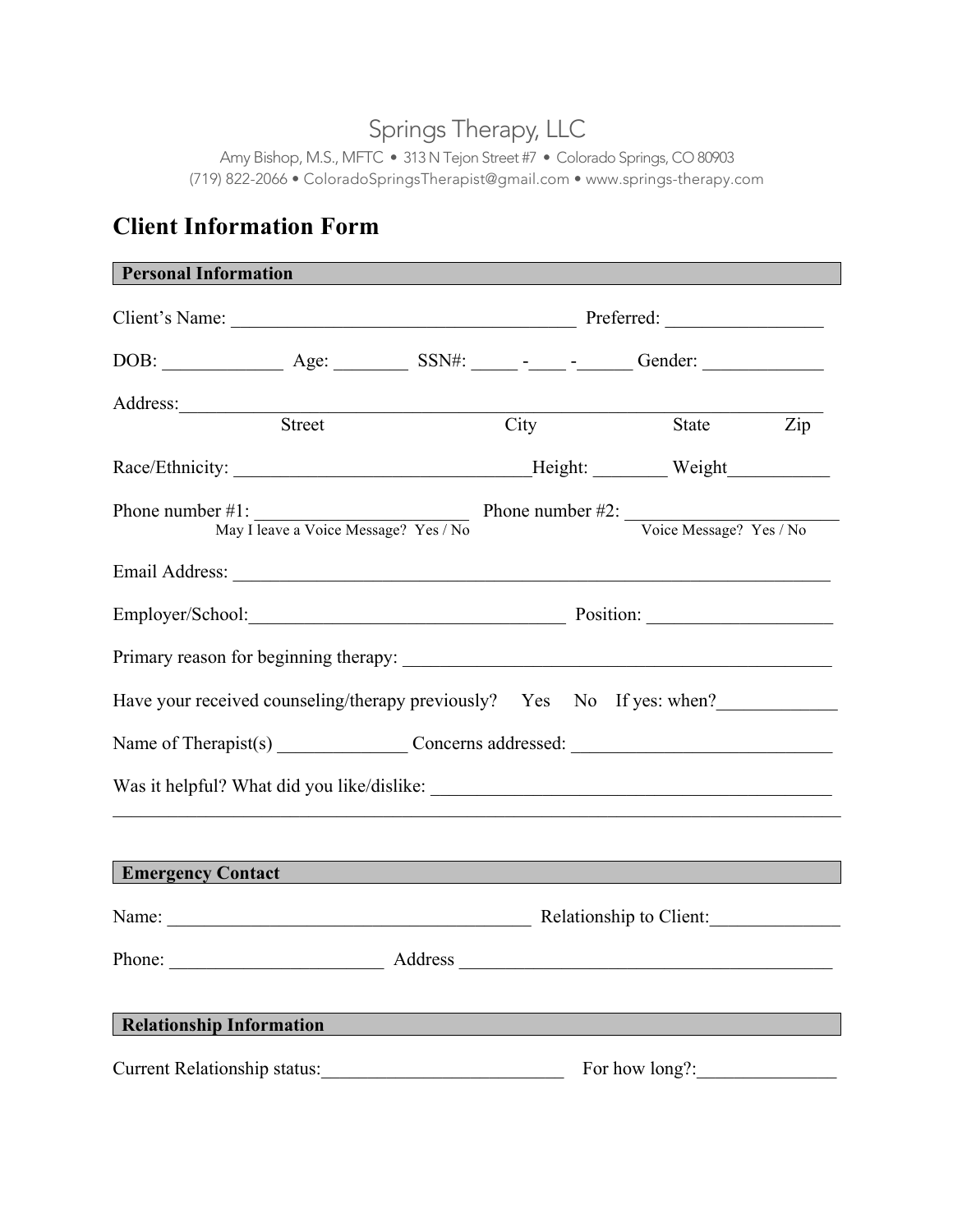# Springs Therapy, LLC

Amy Bishop, M.S., MFTC • 313 N Tejon Street #7 • Colorado Springs, CO 80903
(719) 822-2066 • ColoradoSpringsTherapist@gmail.com • www.springs-therapy.com

## Client Information Form

### Personal Information

Client's Name: ______________________________________ Preferred: _________________

DOB: _____________ Age: ________ SSN#: _____ -____ -______ Gender: _____________

Address:_____________________________________________________________________
Street City State Zip

Race/Ethnicity: _______________________________Height: ________ Weight___________

Phone number #1: ______________________ Phone number #2: ______________________
May I leave a Voice Message? Yes / No Voice Message? Yes / No

Email Address: _________________________________________________________________

Employer/School:__________________________________ Position: ____________________

Primary reason for beginning therapy: ______________________________________________

Have your received counseling/therapy previously? Yes No If yes: when?_____________

Name of Therapist(s) ______________ Concerns addressed: ___________________________

Was it helpful? What did you like/dislike: __________________________________________
_______________________________________________________________________________

### Emergency Contact

Name: ________________________________________ Relationship to Client:______________

Phone: _______________________ Address ________________________________________

### Relationship Information

Current Relationship status:__________________________ For how long?:_______________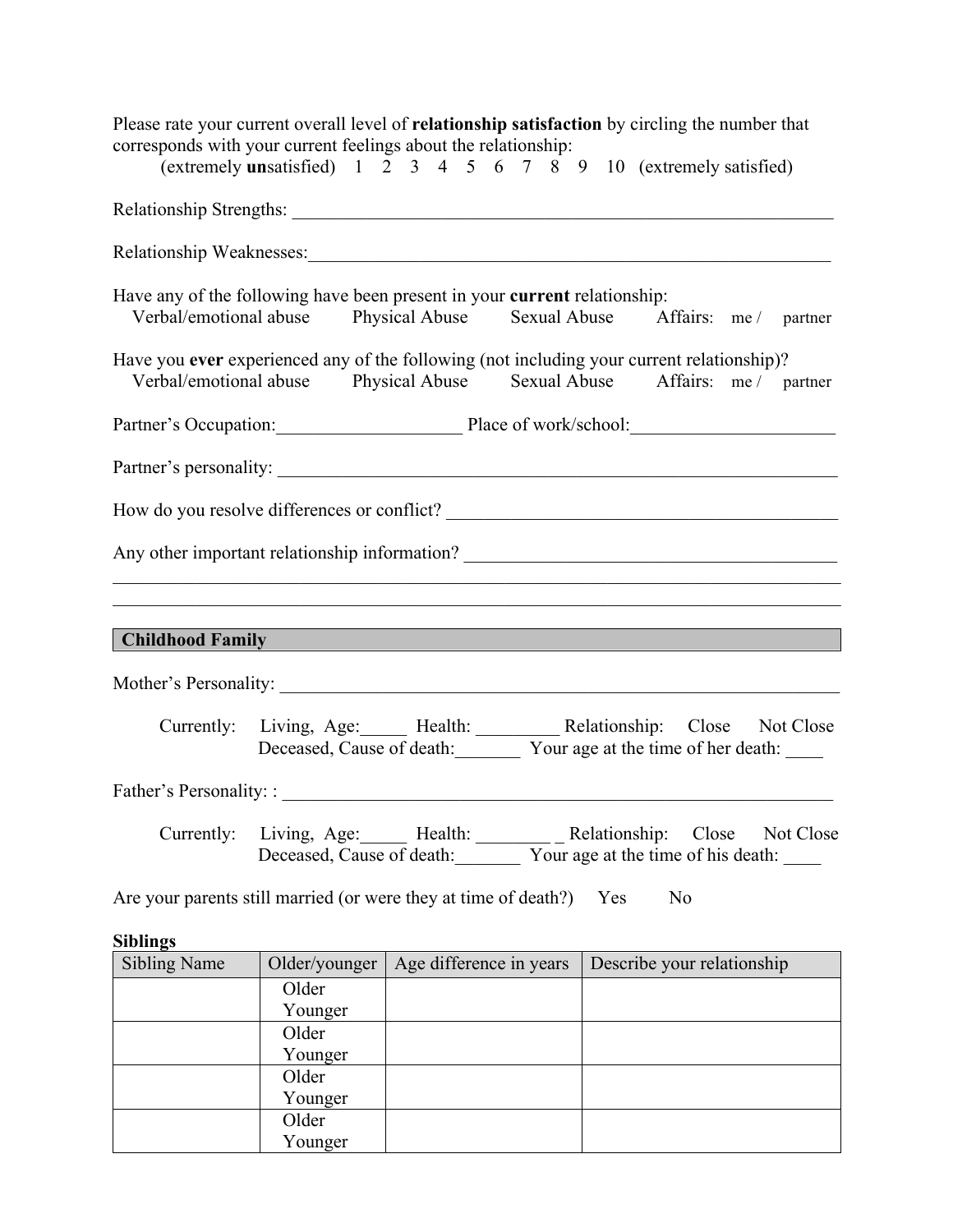Please rate your current overall level of **relationship satisfaction** by circling the number that corresponds with your current feelings about the relationship:

(extremely **un**satisfied) 1 2 3 4 5 6 7 8 9 10 (extremely satisfied)

Relationship Strengths: ______________________________________________________________

Relationship Weaknesses:______________________________________________________________

Have any of the following have been present in your **current** relationship:

Verbal/emotional abuse  Physical Abuse  Sexual Abuse  Affairs: me / partner

Have you **ever** experienced any of the following (not including your current relationship)?

Verbal/emotional abuse  Physical Abuse  Sexual Abuse  Affairs: me / partner

Partner's Occupation:____________________ Place of work/school:______________________

Partner's personality: ______________________________________________________________

How do you resolve differences or conflict? __________________________________________

Any other important relationship information? ________________________________________

______________________________________________________________________________

______________________________________________________________________________

## Childhood Family

Mother's Personality: ______________________________________________________________

Currently: Living, Age:_____ Health: _________ Relationship: Close Not Close
Deceased, Cause of death:_______ Your age at the time of her death: ____

Father's Personality: : ______________________________________________________________

Currently: Living, Age:_____ Health: ________ _ Relationship: Close Not Close
Deceased, Cause of death:_______ Your age at the time of his death: ____

Are your parents still married (or were they at time of death?) Yes No

**Siblings**

| Sibling Name | Older/younger | Age difference in years | Describe your relationship |
|---|---|---|---|
| | Older Younger | | |
| | Older Younger | | |
| | Older Younger | | |
| | Older Younger | | |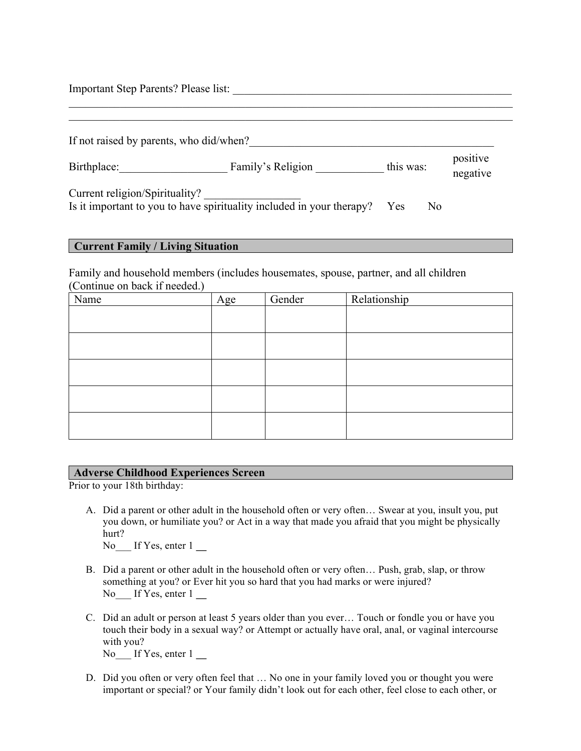Important Step Parents? Please list: ___________________________________________________
_______________________________________________________________________________
_______________________________________________________________________________

If not raised by parents, who did/when?_____________________________________________

Birthplace:___________________ Family's Religion ____________ this was: positive negative

Current religion/Spirituality? _________________

Is it important to you to have spirituality included in your therapy? Yes No

## Current Family / Living Situation

Family and household members (includes housemates, spouse, partner, and all children (Continue on back if needed.)

| Name | Age | Gender | Relationship |
|---|---|---|---|
| | | | |
| | | | |
| | | | |
| | | | |
| | | | |

## Adverse Childhood Experiences Screen

Prior to your 18th birthday:

A. Did a parent or other adult in the household often or very often… Swear at you, insult you, put you down, or humiliate you? or Act in a way that made you afraid that you might be physically hurt?
No___ If Yes, enter 1 __

B. Did a parent or other adult in the household often or very often… Push, grab, slap, or throw something at you? or Ever hit you so hard that you had marks or were injured?
No___ If Yes, enter 1 __

C. Did an adult or person at least 5 years older than you ever… Touch or fondle you or have you touch their body in a sexual way? or Attempt or actually have oral, anal, or vaginal intercourse with you?
No___ If Yes, enter 1 __

D. Did you often or very often feel that … No one in your family loved you or thought you were important or special? or Your family didn't look out for each other, feel close to each other, or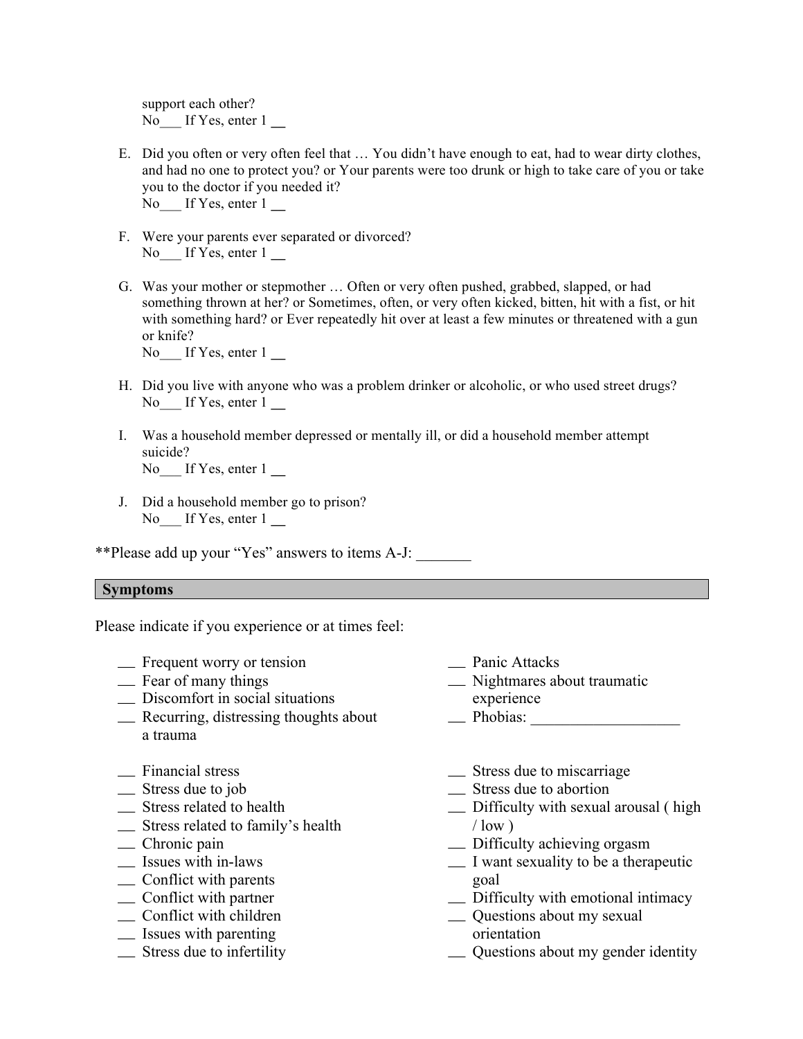support each other?
No___ If Yes, enter 1 __

E. Did you often or very often feel that … You didn't have enough to eat, had to wear dirty clothes, and had no one to protect you? or Your parents were too drunk or high to take care of you or take you to the doctor if you needed it?
No___ If Yes, enter 1 __

F. Were your parents ever separated or divorced?
No___ If Yes, enter 1 __

G. Was your mother or stepmother … Often or very often pushed, grabbed, slapped, or had something thrown at her? or Sometimes, often, or very often kicked, bitten, hit with a fist, or hit with something hard? or Ever repeatedly hit over at least a few minutes or threatened with a gun or knife?
No___ If Yes, enter 1 __

H. Did you live with anyone who was a problem drinker or alcoholic, or who used street drugs?
No___ If Yes, enter 1 __

I. Was a household member depressed or mentally ill, or did a household member attempt suicide?
No___ If Yes, enter 1 __

J. Did a household member go to prison?
No___ If Yes, enter 1 __

**Please add up your "Yes" answers to items A-J: _______

## Symptoms

Please indicate if you experience or at times feel:

__ Frequent worry or tension
__ Fear of many things
__ Discomfort in social situations
__ Recurring, distressing thoughts about a trauma
__ Panic Attacks
__ Nightmares about traumatic experience
__ Phobias: ___________________

__ Financial stress
__ Stress due to job
__ Stress related to health
__ Stress related to family's health
__ Chronic pain
__ Issues with in-laws
__ Conflict with parents
__ Conflict with partner
__ Conflict with children
__ Issues with parenting
__ Stress due to infertility
__ Stress due to miscarriage
__ Stress due to abortion
__ Difficulty with sexual arousal ( high / low )
__ Difficulty achieving orgasm
__ I want sexuality to be a therapeutic goal
__ Difficulty with emotional intimacy
__ Questions about my sexual orientation
__ Questions about my gender identity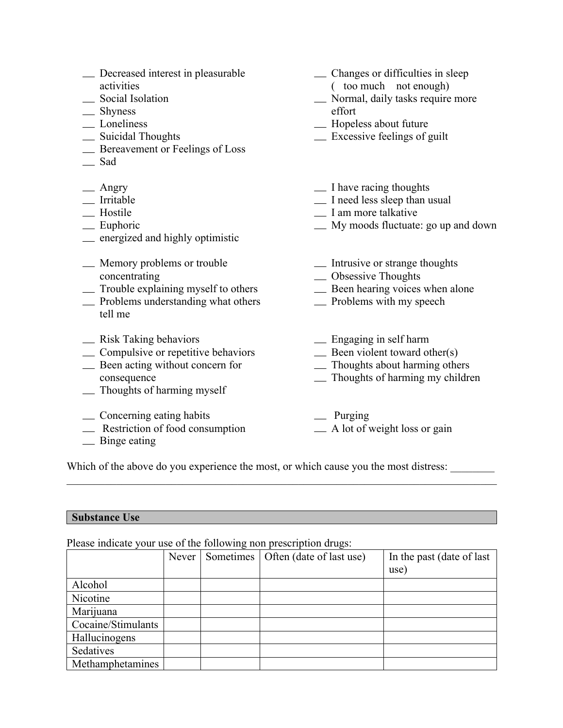- __ Decreased interest in pleasurable activities
- __ Social Isolation
- __ Shyness
- __ Loneliness
- __ Suicidal Thoughts
- __ Bereavement or Feelings of Loss
- __ Sad
- __ Changes or difficulties in sleep ( too much not enough)
- __ Normal, daily tasks require more effort
- __ Hopeless about future
- __ Excessive feelings of guilt

- __ Angry
- __ Irritable
- __ Hostile
- __ Euphoric
- __ energized and highly optimistic
- __ I have racing thoughts
- __ I need less sleep than usual
- __ I am more talkative
- __ My moods fluctuate: go up and down

- __ Memory problems or trouble concentrating
- __ Trouble explaining myself to others
- __ Problems understanding what others tell me
- __ Intrusive or strange thoughts
- __ Obsessive Thoughts
- __ Been hearing voices when alone
- __ Problems with my speech

- __ Risk Taking behaviors
- __ Compulsive or repetitive behaviors
- __ Been acting without concern for consequence
- __ Thoughts of harming myself
- __ Engaging in self harm
- __ Been violent toward other(s)
- __ Thoughts about harming others
- __ Thoughts of harming my children

- __ Concerning eating habits
- __ Restriction of food consumption
- __ Binge eating
- __ Purging
- __ A lot of weight loss or gain

Which of the above do you experience the most, or which cause you the most distress: ________

________________________________________________________________________

## Substance Use

Please indicate your use of the following non prescription drugs:

| | Never | Sometimes | Often (date of last use) | In the past (date of last use) |
|---|---|---|---|---|
| Alcohol | | | | |
| Nicotine | | | | |
| Marijuana | | | | |
| Cocaine/Stimulants | | | | |
| Hallucinogens | | | | |
| Sedatives | | | | |
| Methamphetamines | | | | |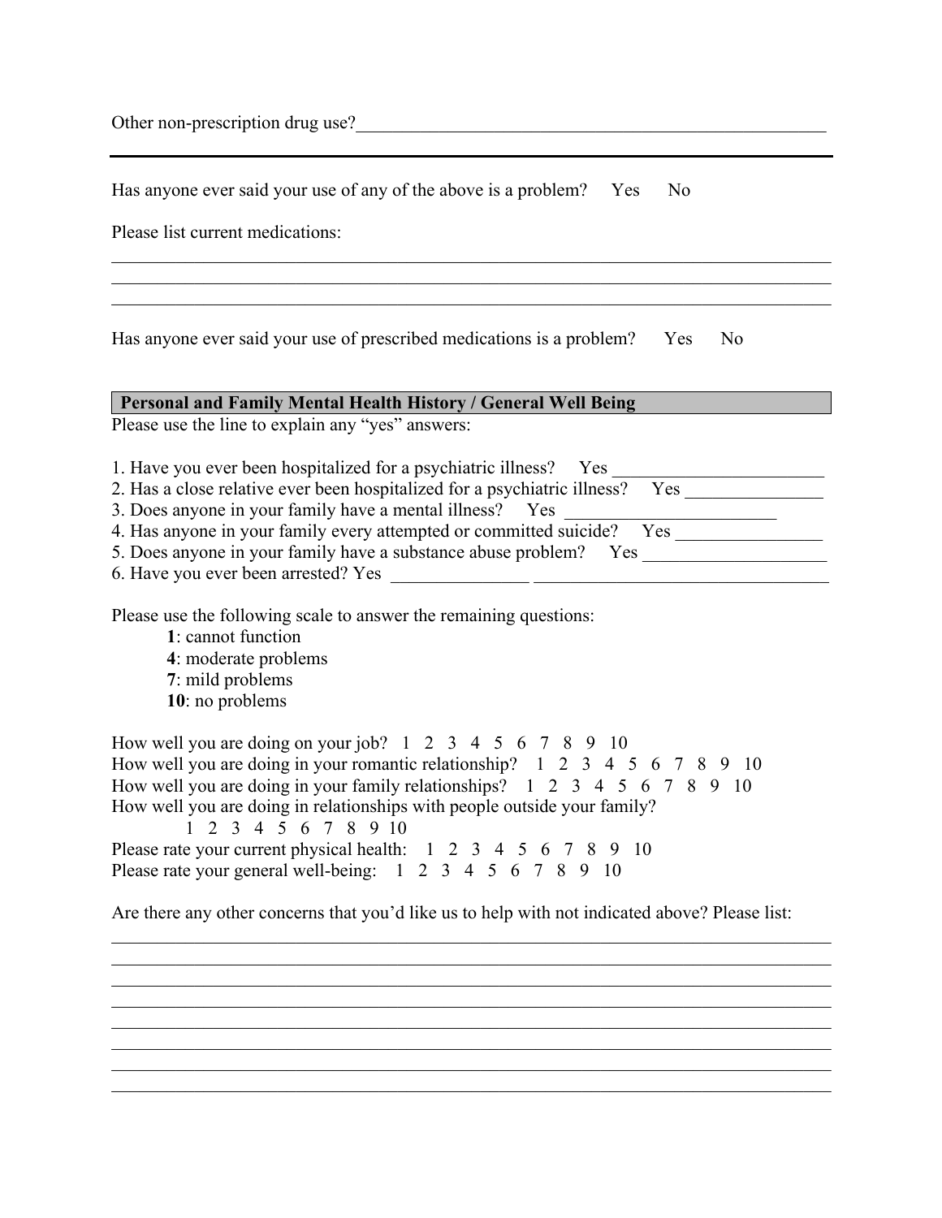Other non-prescription drug use?______________________________________________________

---

Has anyone ever said your use of any of the above is a problem? Yes No

Please list current medications:

______________________________________________________________________________
______________________________________________________________________________
______________________________________________________________________________

Has anyone ever said your use of prescribed medications is a problem? Yes No

## Personal and Family Mental Health History / General Well Being

Please use the line to explain any "yes" answers:

1. Have you ever been hospitalized for a psychiatric illness? Yes ________________________
2. Has a close relative ever been hospitalized for a psychiatric illness? Yes _______________
3. Does anyone in your family have a mental illness? Yes ________________________
4. Has anyone in your family every attempted or committed suicide? Yes ________________
5. Does anyone in your family have a substance abuse problem? Yes ____________________
6. Have you ever been arrested? Yes _______________ _________________________________

Please use the following scale to answer the remaining questions:

- **1**: cannot function
- **4**: moderate problems
- **7**: mild problems
- **10**: no problems

How well you are doing on your job? 1 2 3 4 5 6 7 8 9 10
How well you are doing in your romantic relationship? 1 2 3 4 5 6 7 8 9 10
How well you are doing in your family relationships? 1 2 3 4 5 6 7 8 9 10
How well you are doing in relationships with people outside your family?
1 2 3 4 5 6 7 8 9 10
Please rate your current physical health: 1 2 3 4 5 6 7 8 9 10
Please rate your general well-being: 1 2 3 4 5 6 7 8 9 10

Are there any other concerns that you'd like us to help with not indicated above? Please list:

______________________________________________________________________________
______________________________________________________________________________
______________________________________________________________________________
______________________________________________________________________________
______________________________________________________________________________
______________________________________________________________________________
______________________________________________________________________________
______________________________________________________________________________